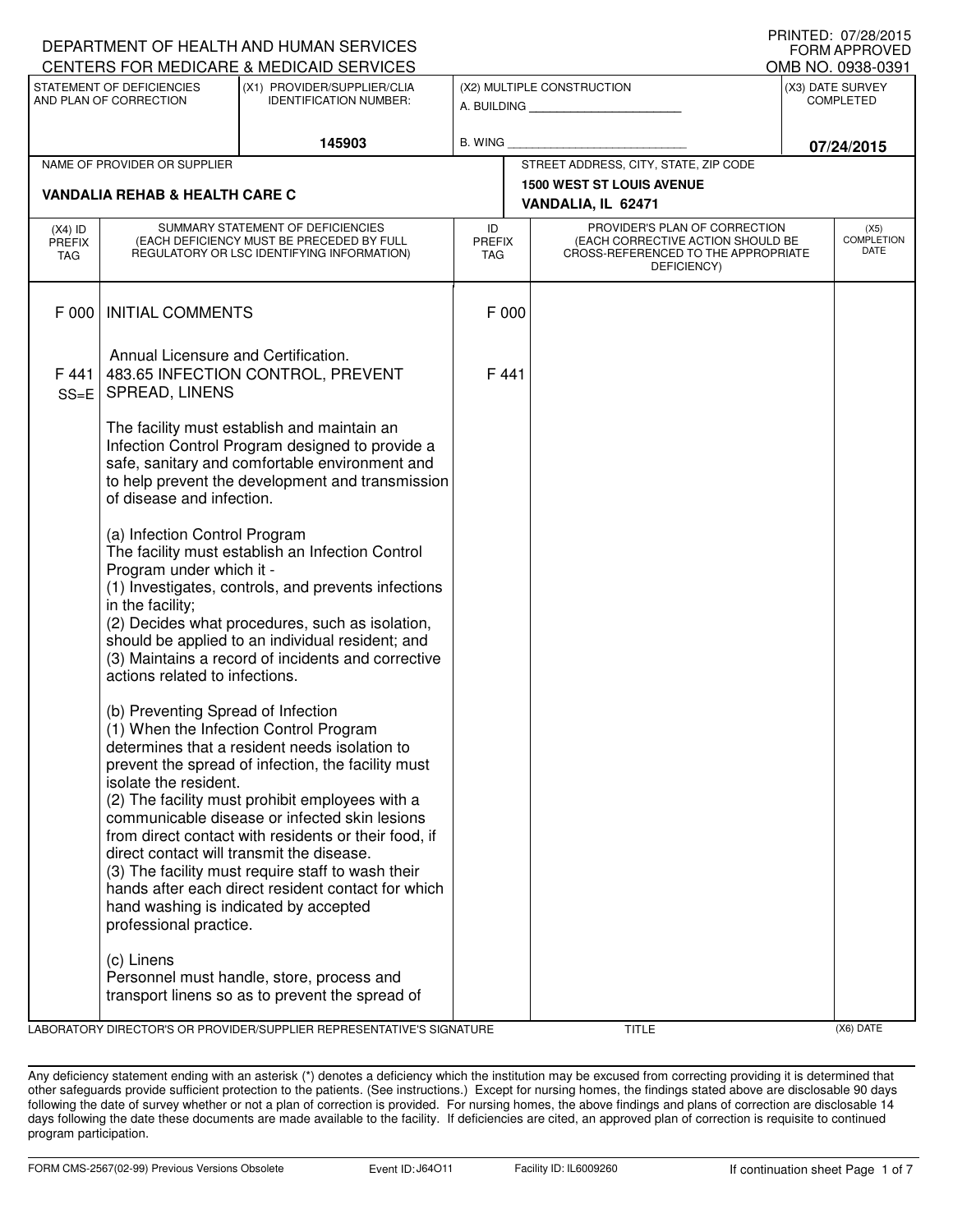PRINTED: 07/28/2015
FORM APPROVED
OMB NO. 0938-0391

DEPARTMENT OF HEALTH AND HUMAN SERVICES
CENTERS FOR MEDICARE & MEDICAID SERVICES

| STATEMENT OF DEFICIENCIES AND PLAN OF CORRECTION | (X1) PROVIDER/SUPPLIER/CLIA IDENTIFICATION NUMBER: | (X2) MULTIPLE CONSTRUCTION | (X3) DATE SURVEY COMPLETED |
|---|---|---|---|
| | 145903 | A. BUILDING ______ B. WING ______ | 07/24/2015 |

| NAME OF PROVIDER OR SUPPLIER | STREET ADDRESS, CITY, STATE, ZIP CODE |
|---|---|
| VANDALIA REHAB & HEALTH CARE C | 1500 WEST ST LOUIS AVENUE VANDALIA, IL 62471 |

| (X4) ID PREFIX TAG | SUMMARY STATEMENT OF DEFICIENCIES (EACH DEFICIENCY MUST BE PRECEDED BY FULL REGULATORY OR LSC IDENTIFYING INFORMATION) | ID PREFIX TAG | PROVIDER'S PLAN OF CORRECTION (EACH CORRECTIVE ACTION SHOULD BE CROSS-REFERENCED TO THE APPROPRIATE DEFICIENCY) | (X5) COMPLETION DATE |
|---|---|---|---|---|
| F 000 | INITIAL COMMENTS<br><br>Annual Licensure and Certification. | F 000 | | |
| F 441 SS=E | 483.65 INFECTION CONTROL, PREVENT SPREAD, LINENS<br><br>The facility must establish and maintain an Infection Control Program designed to provide a safe, sanitary and comfortable environment and to help prevent the development and transmission of disease and infection.<br><br>(a) Infection Control Program<br>The facility must establish an Infection Control Program under which it -<br>(1) Investigates, controls, and prevents infections in the facility;<br>(2) Decides what procedures, such as isolation, should be applied to an individual resident; and<br>(3) Maintains a record of incidents and corrective actions related to infections.<br><br>(b) Preventing Spread of Infection<br>(1) When the Infection Control Program determines that a resident needs isolation to prevent the spread of infection, the facility must isolate the resident.<br>(2) The facility must prohibit employees with a communicable disease or infected skin lesions from direct contact with residents or their food, if direct contact will transmit the disease.<br>(3) The facility must require staff to wash their hands after each direct resident contact for which hand washing is indicated by accepted professional practice.<br><br>(c) Linens<br>Personnel must handle, store, process and transport linens so as to prevent the spread of | F 441 | | |

LABORATORY DIRECTOR'S OR PROVIDER/SUPPLIER REPRESENTATIVE'S SIGNATURE | TITLE | (X6) DATE

Any deficiency statement ending with an asterisk (*) denotes a deficiency which the institution may be excused from correcting providing it is determined that other safeguards provide sufficient protection to the patients. (See instructions.) Except for nursing homes, the findings stated above are disclosable 90 days following the date of survey whether or not a plan of correction is provided. For nursing homes, the above findings and plans of correction are disclosable 14 days following the date these documents are made available to the facility. If deficiencies are cited, an approved plan of correction is requisite to continued program participation.

FORM CMS-2567(02-99) Previous Versions Obsolete | Event ID: J64O11 | Facility ID: IL6009260 | If continuation sheet Page 1 of 7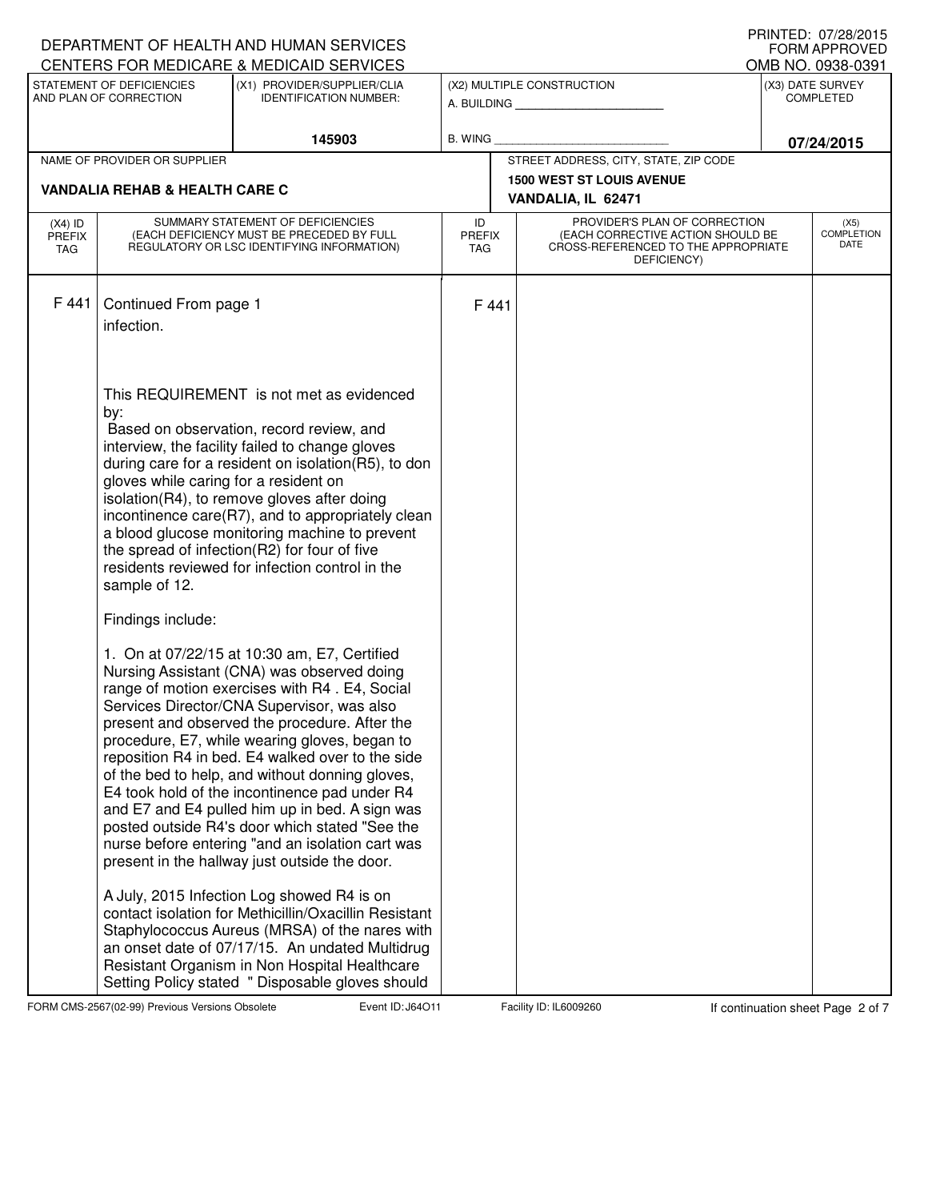DEPARTMENT OF HEALTH AND HUMAN SERVICES
CENTERS FOR MEDICARE & MEDICAID SERVICES

PRINTED: 07/28/2015
FORM APPROVED
OMB NO. 0938-0391

| STATEMENT OF DEFICIENCIES AND PLAN OF CORRECTION | (X1) PROVIDER/SUPPLIER/CLIA IDENTIFICATION NUMBER: | (X2) MULTIPLE CONSTRUCTION | (X3) DATE SURVEY COMPLETED |
|---|---|---|---|
| | 145903 | A. BUILDING ______ B. WING ______ | 07/24/2015 |

| NAME OF PROVIDER OR SUPPLIER | STREET ADDRESS, CITY, STATE, ZIP CODE |
|---|---|
| VANDALIA REHAB & HEALTH CARE C | 1500 WEST ST LOUIS AVENUE VANDALIA, IL 62471 |

| (X4) ID PREFIX TAG | SUMMARY STATEMENT OF DEFICIENCIES (EACH DEFICIENCY MUST BE PRECEDED BY FULL REGULATORY OR LSC IDENTIFYING INFORMATION) | ID PREFIX TAG | PROVIDER'S PLAN OF CORRECTION (EACH CORRECTIVE ACTION SHOULD BE CROSS-REFERENCED TO THE APPROPRIATE DEFICIENCY) | (X5) COMPLETION DATE |
|---|---|---|---|---|
| F 441 | Continued From page 1 | F 441 | | |

infection.

This REQUIREMENT is not met as evidenced by:
Based on observation, record review, and interview, the facility failed to change gloves during care for a resident on isolation(R5), to don gloves while caring for a resident on isolation(R4), to remove gloves after doing incontinence care(R7), and to appropriately clean a blood glucose monitoring machine to prevent the spread of infection(R2) for four of five residents reviewed for infection control in the sample of 12.

Findings include:

1. On at 07/22/15 at 10:30 am, E7, Certified Nursing Assistant (CNA) was observed doing range of motion exercises with R4 . E4, Social Services Director/CNA Supervisor, was also present and observed the procedure. After the procedure, E7, while wearing gloves, began to reposition R4 in bed. E4 walked over to the side of the bed to help, and without donning gloves, E4 took hold of the incontinence pad under R4 and E7 and E4 pulled him up in bed. A sign was posted outside R4's door which stated "See the nurse before entering "and an isolation cart was present in the hallway just outside the door.

A July, 2015 Infection Log showed R4 is on contact isolation for Methicillin/Oxacillin Resistant Staphylococcus Aureus (MRSA) of the nares with an onset date of 07/17/15. An undated Multidrug Resistant Organism in Non Hospital Healthcare Setting Policy stated " Disposable gloves should

FORM CMS-2567(02-99) Previous Versions Obsolete | Event ID: J64O11 | Facility ID: IL6009260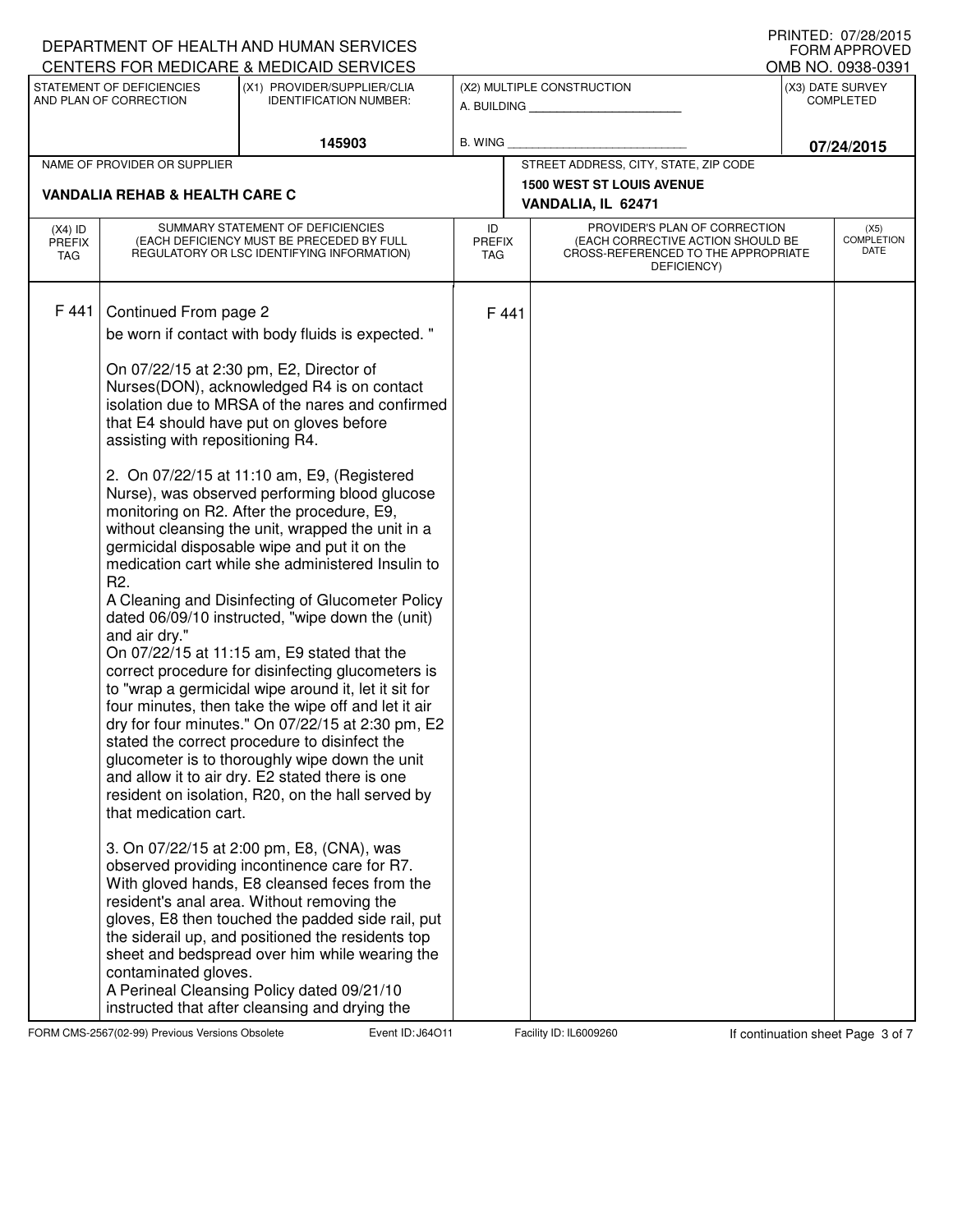DEPARTMENT OF HEALTH AND HUMAN SERVICES
CENTERS FOR MEDICARE & MEDICAID SERVICES

PRINTED: 07/28/2015
FORM APPROVED
OMB NO. 0938-0391

| STATEMENT OF DEFICIENCIES AND PLAN OF CORRECTION | (X1) PROVIDER/SUPPLIER/CLIA IDENTIFICATION NUMBER: | (X2) MULTIPLE CONSTRUCTION | (X3) DATE SURVEY COMPLETED |
|---|---|---|---|
| | 145903 | A. BUILDING ______ B. WING ______ | 07/24/2015 |

| NAME OF PROVIDER OR SUPPLIER | STREET ADDRESS, CITY, STATE, ZIP CODE |
|---|---|
| VANDALIA REHAB & HEALTH CARE C | 1500 WEST ST LOUIS AVENUE VANDALIA, IL 62471 |

| (X4) ID PREFIX TAG | SUMMARY STATEMENT OF DEFICIENCIES (EACH DEFICIENCY MUST BE PRECEDED BY FULL REGULATORY OR LSC IDENTIFYING INFORMATION) | ID PREFIX TAG | PROVIDER'S PLAN OF CORRECTION (EACH CORRECTIVE ACTION SHOULD BE CROSS-REFERENCED TO THE APPROPRIATE DEFICIENCY) | (X5) COMPLETION DATE |
|---|---|---|---|---|
| F 441 | Continued From page 2 | F 441 | | |

be worn if contact with body fluids is expected. "

On 07/22/15 at 2:30 pm, E2, Director of Nurses(DON), acknowledged R4 is on contact isolation due to MRSA of the nares and confirmed that E4 should have put on gloves before assisting with repositioning R4.

2. On 07/22/15 at 11:10 am, E9, (Registered Nurse), was observed performing blood glucose monitoring on R2. After the procedure, E9, without cleansing the unit, wrapped the unit in a germicidal disposable wipe and put it on the medication cart while she administered Insulin to R2.
A Cleaning and Disinfecting of Glucometer Policy dated 06/09/10 instructed, "wipe down the (unit) and air dry."
On 07/22/15 at 11:15 am, E9 stated that the correct procedure for disinfecting glucometers is to "wrap a germicidal wipe around it, let it sit for four minutes, then take the wipe off and let it air dry for four minutes." On 07/22/15 at 2:30 pm, E2 stated the correct procedure to disinfect the glucometer is to thoroughly wipe down the unit and allow it to air dry. E2 stated there is one resident on isolation, R20, on the hall served by that medication cart.

3. On 07/22/15 at 2:00 pm, E8, (CNA), was observed providing incontinence care for R7. With gloved hands, E8 cleansed feces from the resident's anal area. Without removing the gloves, E8 then touched the padded side rail, put the siderail up, and positioned the residents top sheet and bedspread over him while wearing the contaminated gloves.
A Perineal Cleansing Policy dated 09/21/10 instructed that after cleansing and drying the

FORM CMS-2567(02-99) Previous Versions Obsolete | Event ID: J64O11 | Facility ID: IL6009260 | If continuation sheet Page 3 of 7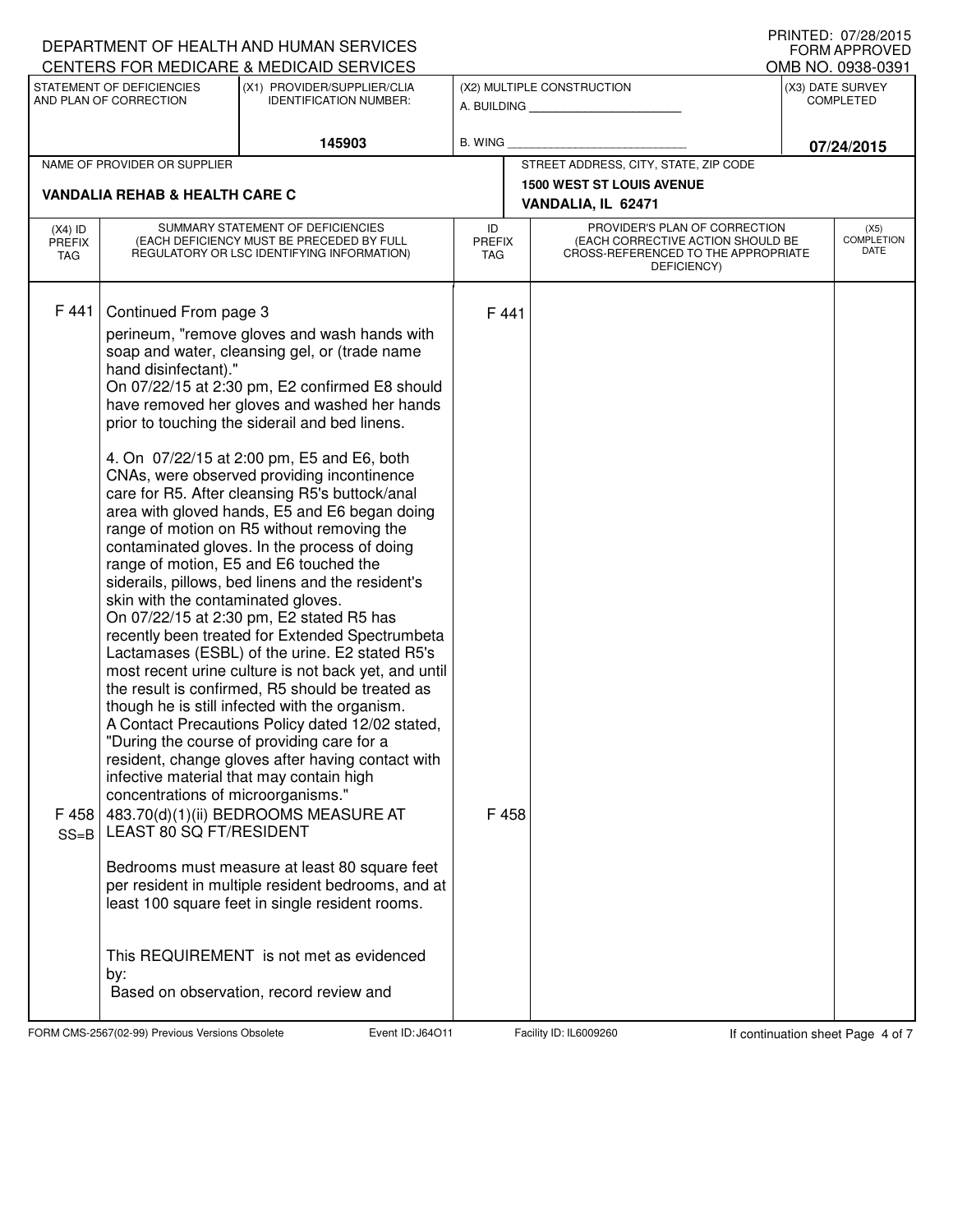DEPARTMENT OF HEALTH AND HUMAN SERVICES
CENTERS FOR MEDICARE & MEDICAID SERVICES

PRINTED: 07/28/2015
FORM APPROVED
OMB NO. 0938-0391

| STATEMENT OF DEFICIENCIES AND PLAN OF CORRECTION | (X1) PROVIDER/SUPPLIER/CLIA IDENTIFICATION NUMBER: | (X2) MULTIPLE CONSTRUCTION | (X3) DATE SURVEY COMPLETED |
|---|---|---|---|
| | 145903 | A. BUILDING ______ B. WING ______ | 07/24/2015 |

| NAME OF PROVIDER OR SUPPLIER | STREET ADDRESS, CITY, STATE, ZIP CODE |
|---|---|
| VANDALIA REHAB & HEALTH CARE C | 1500 WEST ST LOUIS AVENUE VANDALIA, IL 62471 |

| (X4) ID PREFIX TAG | SUMMARY STATEMENT OF DEFICIENCIES (EACH DEFICIENCY MUST BE PRECEDED BY FULL REGULATORY OR LSC IDENTIFYING INFORMATION) | ID PREFIX TAG | PROVIDER'S PLAN OF CORRECTION (EACH CORRECTIVE ACTION SHOULD BE CROSS-REFERENCED TO THE APPROPRIATE DEFICIENCY) | (X5) COMPLETION DATE |
|---|---|---|---|---|
| F 441 | Continued From page 3<br>perineum, "remove gloves and wash hands with soap and water, cleansing gel, or (trade name hand disinfectant)."<br>On 07/22/15 at 2:30 pm, E2 confirmed E8 should have removed her gloves and washed her hands prior to touching the siderail and bed linens.<br><br>4. On 07/22/15 at 2:00 pm, E5 and E6, both CNAs, were observed providing incontinence care for R5. After cleansing R5's buttock/anal area with gloved hands, E5 and E6 began doing range of motion on R5 without removing the contaminated gloves. In the process of doing range of motion, E5 and E6 touched the siderails, pillows, bed linens and the resident's skin with the contaminated gloves.<br>On 07/22/15 at 2:30 pm, E2 stated R5 has recently been treated for Extended Spectrumbeta Lactamases (ESBL) of the urine. E2 stated R5's most recent urine culture is not back yet, and until the result is confirmed, R5 should be treated as though he is still infected with the organism.<br>A Contact Precautions Policy dated 12/02 stated, "During the course of providing care for a resident, change gloves after having contact with infective material that may contain high concentrations of microorganisms." | F 441 | | |
| F 458 SS=B | 483.70(d)(1)(ii) BEDROOMS MEASURE AT LEAST 80 SQ FT/RESIDENT<br><br>Bedrooms must measure at least 80 square feet per resident in multiple resident bedrooms, and at least 100 square feet in single resident rooms.<br><br>This REQUIREMENT is not met as evidenced by:<br>Based on observation, record review and | F 458 | | |

FORM CMS-2567(02-99) Previous Versions Obsolete Event ID: J64O11 Facility ID: IL6009260 If continuation sheet Page 4 of 7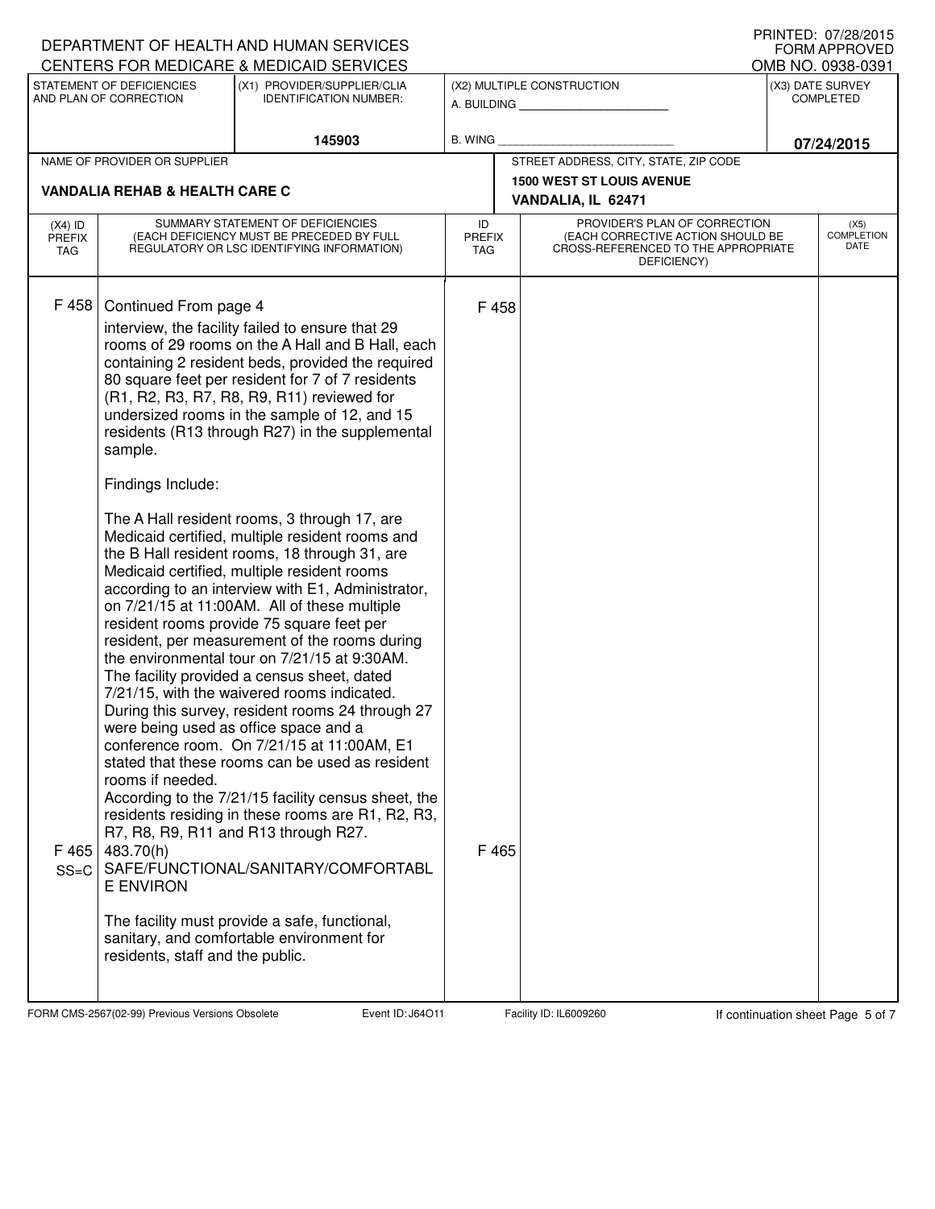DEPARTMENT OF HEALTH AND HUMAN SERVICES
CENTERS FOR MEDICARE & MEDICAID SERVICES

PRINTED: 07/28/2015
FORM APPROVED
OMB NO. 0938-0391

| STATEMENT OF DEFICIENCIES AND PLAN OF CORRECTION | (X1) PROVIDER/SUPPLIER/CLIA IDENTIFICATION NUMBER: | (X2) MULTIPLE CONSTRUCTION | (X3) DATE SURVEY COMPLETED |
|---|---|---|---|
| | 145903 | A. BUILDING ______ B. WING ______ | 07/24/2015 |

| NAME OF PROVIDER OR SUPPLIER | STREET ADDRESS, CITY, STATE, ZIP CODE |
|---|---|
| VANDALIA REHAB & HEALTH CARE C | 1500 WEST ST LOUIS AVENUE VANDALIA, IL 62471 |

| (X4) ID PREFIX TAG | SUMMARY STATEMENT OF DEFICIENCIES (EACH DEFICIENCY MUST BE PRECEDED BY FULL REGULATORY OR LSC IDENTIFYING INFORMATION) | ID PREFIX TAG | PROVIDER'S PLAN OF CORRECTION (EACH CORRECTIVE ACTION SHOULD BE CROSS-REFERENCED TO THE APPROPRIATE DEFICIENCY) | (X5) COMPLETION DATE |
|---|---|---|---|---|
| F 458 | Continued From page 4<br>interview, the facility failed to ensure that 29 rooms of 29 rooms on the A Hall and B Hall, each containing 2 resident beds, provided the required 80 square feet per resident for 7 of 7 residents (R1, R2, R3, R7, R8, R9, R11) reviewed for undersized rooms in the sample of 12, and 15 residents (R13 through R27) in the supplemental sample.<br><br>Findings Include:<br><br>The A Hall resident rooms, 3 through 17, are Medicaid certified, multiple resident rooms and the B Hall resident rooms, 18 through 31, are Medicaid certified, multiple resident rooms according to an interview with E1, Administrator, on 7/21/15 at 11:00AM. All of these multiple resident rooms provide 75 square feet per resident, per measurement of the rooms during the environmental tour on 7/21/15 at 9:30AM. The facility provided a census sheet, dated 7/21/15, with the waivered rooms indicated. During this survey, resident rooms 24 through 27 were being used as office space and a conference room. On 7/21/15 at 11:00AM, E1 stated that these rooms can be used as resident rooms if needed.<br>According to the 7/21/15 facility census sheet, the residents residing in these rooms are R1, R2, R3, R7, R8, R9, R11 and R13 through R27. | F 458 | | |
| F 465 SS=C | 483.70(h) SAFE/FUNCTIONAL/SANITARY/COMFORTABLE ENVIRON<br><br>The facility must provide a safe, functional, sanitary, and comfortable environment for residents, staff and the public. | F 465 | | |

FORM CMS-2567(02-99) Previous Versions Obsolete Event ID: J64O11 Facility ID: IL6009260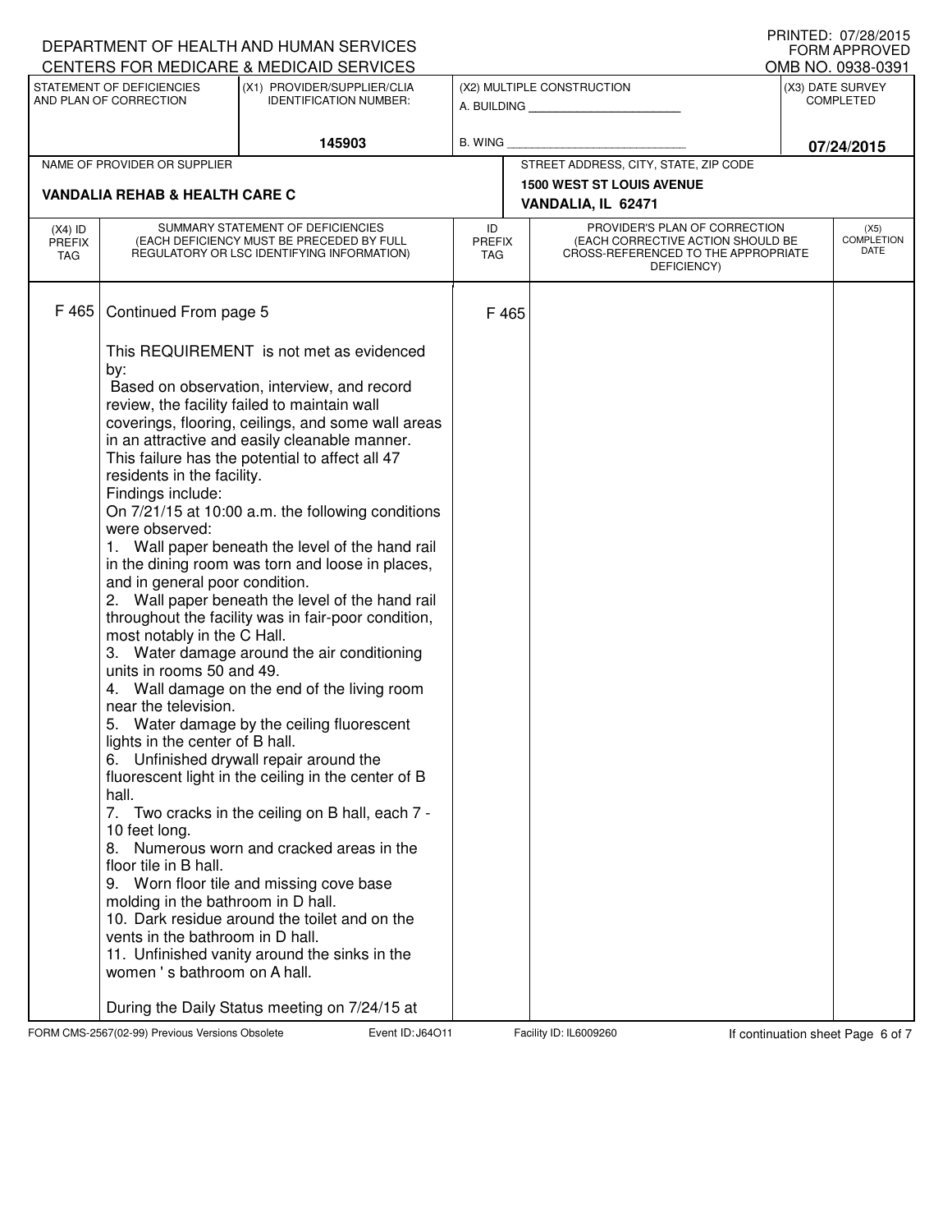DEPARTMENT OF HEALTH AND HUMAN SERVICES
CENTERS FOR MEDICARE & MEDICAID SERVICES

PRINTED: 07/28/2015
FORM APPROVED
OMB NO. 0938-0391

| STATEMENT OF DEFICIENCIES AND PLAN OF CORRECTION | (X1) PROVIDER/SUPPLIER/CLIA IDENTIFICATION NUMBER: | (X2) MULTIPLE CONSTRUCTION | (X3) DATE SURVEY COMPLETED |
|---|---|---|---|
| | 145903 | A. BUILDING ______ B. WING ______ | 07/24/2015 |

| NAME OF PROVIDER OR SUPPLIER | STREET ADDRESS, CITY, STATE, ZIP CODE |
|---|---|
| VANDALIA REHAB & HEALTH CARE C | 1500 WEST ST LOUIS AVENUE VANDALIA, IL 62471 |

| (X4) ID PREFIX TAG | SUMMARY STATEMENT OF DEFICIENCIES (EACH DEFICIENCY MUST BE PRECEDED BY FULL REGULATORY OR LSC IDENTIFYING INFORMATION) | ID PREFIX TAG | PROVIDER'S PLAN OF CORRECTION (EACH CORRECTIVE ACTION SHOULD BE CROSS-REFERENCED TO THE APPROPRIATE DEFICIENCY) | (X5) COMPLETION DATE |
|---|---|---|---|---|
| F 465 | Continued From page 5 | F 465 | | |

This REQUIREMENT is not met as evidenced by:

Based on observation, interview, and record review, the facility failed to maintain wall coverings, flooring, ceilings, and some wall areas in an attractive and easily cleanable manner. This failure has the potential to affect all 47 residents in the facility.

Findings include:

On 7/21/15 at 10:00 a.m. the following conditions were observed:

1. Wall paper beneath the level of the hand rail in the dining room was torn and loose in places, and in general poor condition.
2. Wall paper beneath the level of the hand rail throughout the facility was in fair-poor condition, most notably in the C Hall.
3. Water damage around the air conditioning units in rooms 50 and 49.
4. Wall damage on the end of the living room near the television.
5. Water damage by the ceiling fluorescent lights in the center of B hall.
6. Unfinished drywall repair around the fluorescent light in the ceiling in the center of B hall.
7. Two cracks in the ceiling on B hall, each 7 - 10 feet long.
8. Numerous worn and cracked areas in the floor tile in B hall.
9. Worn floor tile and missing cove base molding in the bathroom in D hall.
10. Dark residue around the toilet and on the vents in the bathroom in D hall.
11. Unfinished vanity around the sinks in the women ' s bathroom on A hall.

During the Daily Status meeting on 7/24/15 at

FORM CMS-2567(02-99) Previous Versions Obsolete Event ID: J64O11 Facility ID: IL6009260 If continuation sheet Page 6 of 7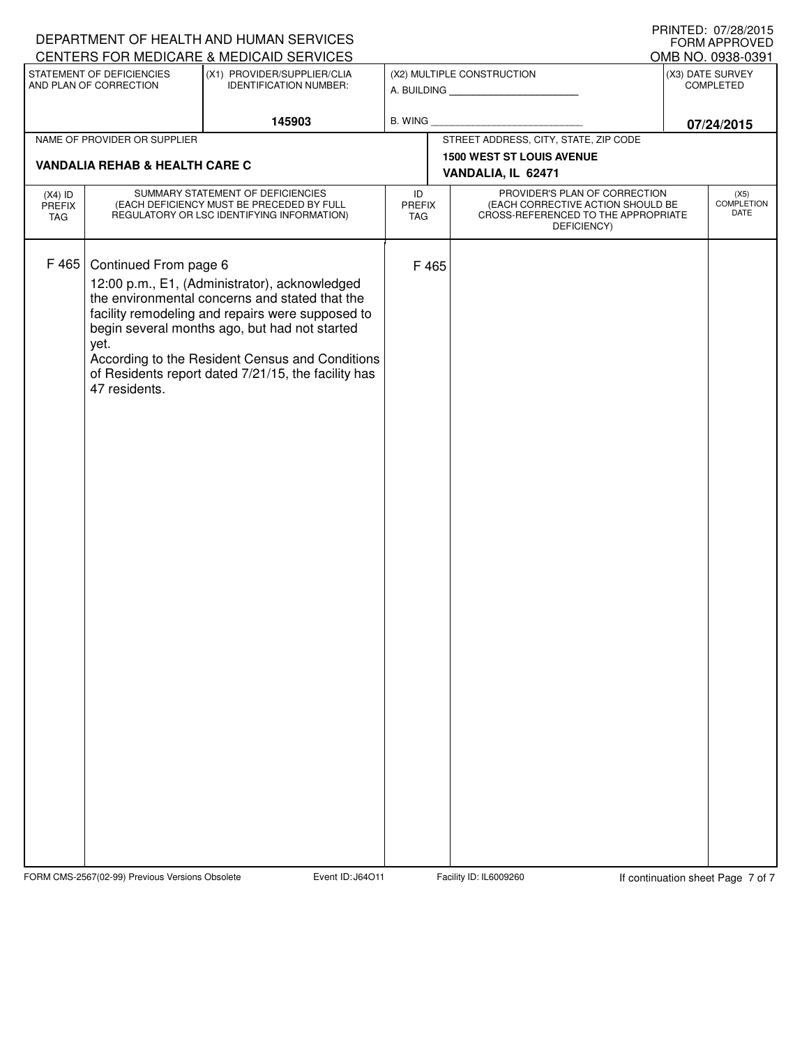DEPARTMENT OF HEALTH AND HUMAN SERVICES
CENTERS FOR MEDICARE & MEDICAID SERVICES

PRINTED: 07/28/2015
FORM APPROVED
OMB NO. 0938-0391

| STATEMENT OF DEFICIENCIES AND PLAN OF CORRECTION | (X1) PROVIDER/SUPPLIER/CLIA IDENTIFICATION NUMBER: | (X2) MULTIPLE CONSTRUCTION | (X3) DATE SURVEY COMPLETED |
|---|---|---|---|
| | 145903 | A. BUILDING ______ B. WING ______ | 07/24/2015 |

| NAME OF PROVIDER OR SUPPLIER | STREET ADDRESS, CITY, STATE, ZIP CODE |
|---|---|
| VANDALIA REHAB & HEALTH CARE C | 1500 WEST ST LOUIS AVENUE VANDALIA, IL 62471 |

| (X4) ID PREFIX TAG | SUMMARY STATEMENT OF DEFICIENCIES (EACH DEFICIENCY MUST BE PRECEDED BY FULL REGULATORY OR LSC IDENTIFYING INFORMATION) | ID PREFIX TAG | PROVIDER'S PLAN OF CORRECTION (EACH CORRECTIVE ACTION SHOULD BE CROSS-REFERENCED TO THE APPROPRIATE DEFICIENCY) | (X5) COMPLETION DATE |
|---|---|---|---|---|
| F 465 | Continued From page 6<br>12:00 p.m., E1, (Administrator), acknowledged the environmental concerns and stated that the facility remodeling and repairs were supposed to begin several months ago, but had not started yet.<br>According to the Resident Census and Conditions of Residents report dated 7/21/15, the facility has 47 residents. | F 465 | | |

FORM CMS-2567(02-99) Previous Versions Obsolete Event ID: J64O11 Facility ID: IL6009260